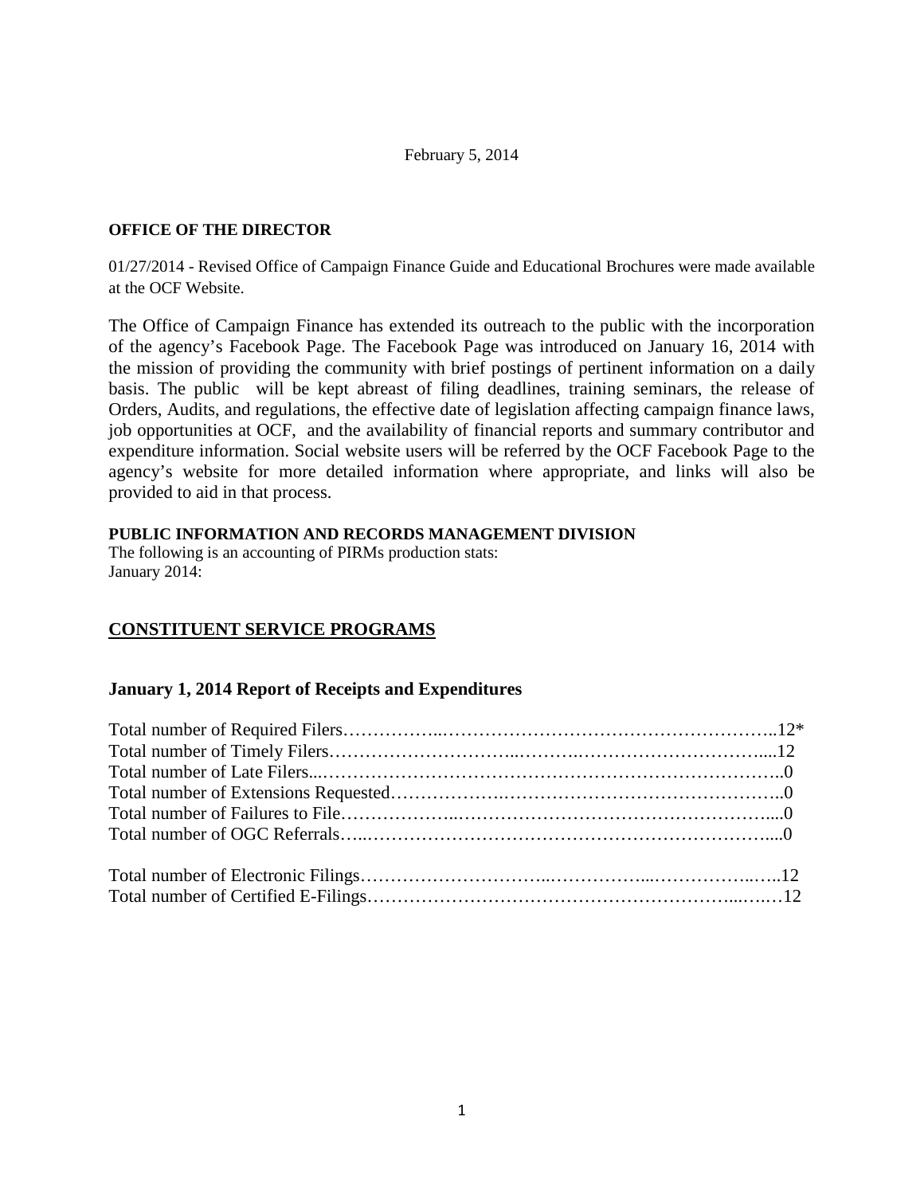February 5, 2014

**OFFICE OF THE DIRECTOR**

01/27/2014 - Revised Office of Campaign Finance Guide and Educational Brochures were made available at the OCF Website.

The Office of Campaign Finance has extended its outreach to the public with the incorporation of the agency's Facebook Page. The Facebook Page was introduced on January 16, 2014 with the mission of providing the community with brief postings of pertinent information on a daily basis. The public will be kept abreast of filing deadlines, training seminars, the release of Orders, Audits, and regulations, the effective date of legislation affecting campaign finance laws, job opportunities at OCF, and the availability of financial reports and summary contributor and expenditure information. Social website users will be referred by the OCF Facebook Page to the agency's website for more detailed information where appropriate, and links will also be provided to aid in that process.

**PUBLIC INFORMATION AND RECORDS MANAGEMENT DIVISION**
The following is an accounting of PIRMs production stats:
January 2014:

## CONSTITUENT SERVICE PROGRAMS

### January 1, 2014 Report of Receipts and Expenditures

Total number of Required Filers……………..……………………………………………..12*
Total number of Timely Filers………………………..……….…………………………....12
Total number of Late Filers...……………………………………………………………….0
Total number of Extensions Requested……………….……………………………………..0
Total number of Failures to File………………..…………………………………………...0
Total number of OGC Referrals…..………………………………………………………....0

Total number of Electronic Filings…………………………..……………...……………..…..12
Total number of Certified E-Filings………………………………………………...….…12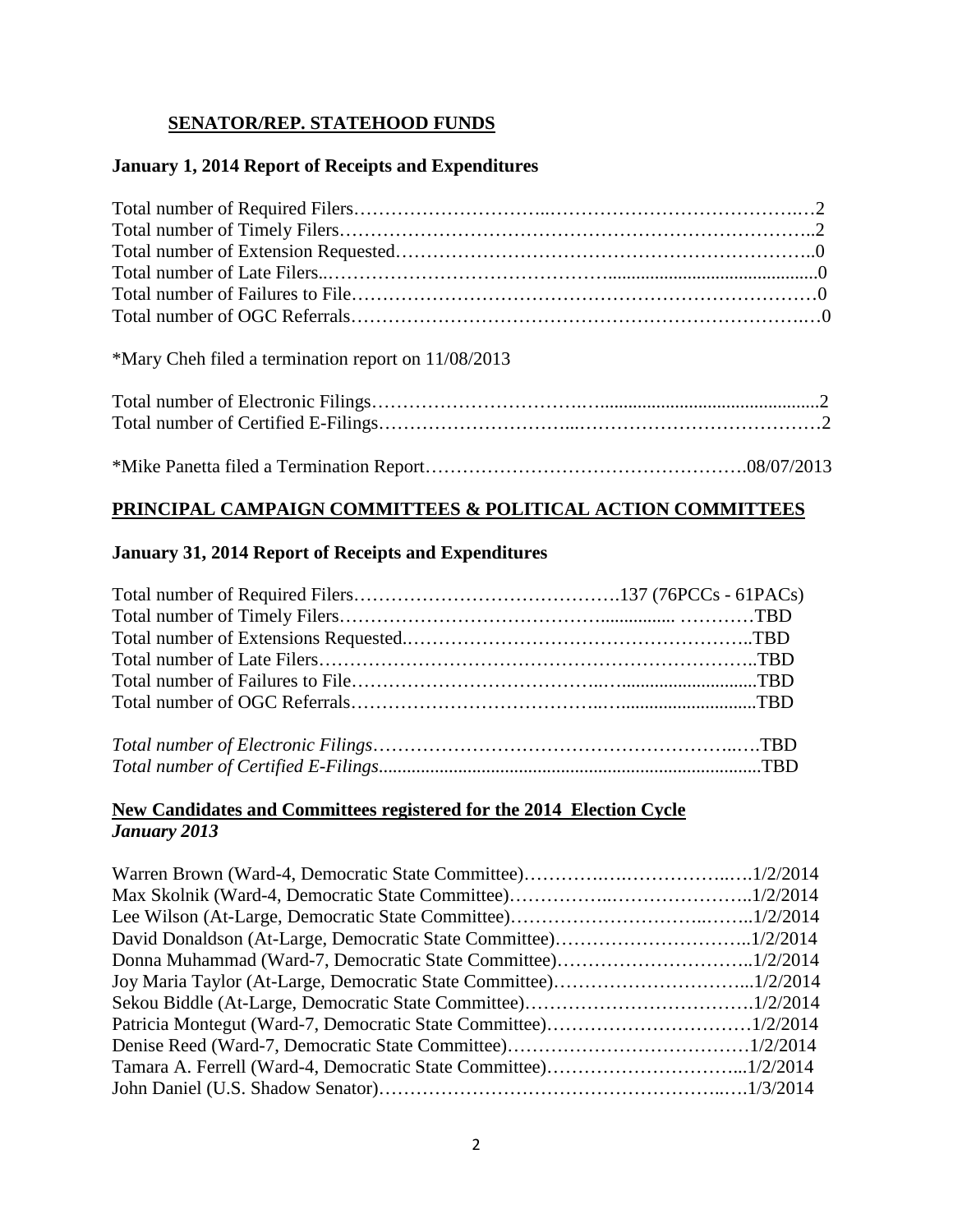## SENATOR/REP. STATEHOOD FUNDS

### January 1, 2014 Report of Receipts and Expenditures

Total number of Required Filers……………………………………………………………2
Total number of Timely Filers……………………………………………………………..2
Total number of Extension Requested……………………………………………………..0
Total number of Late Filers……………………………………………………………….0
Total number of Failures to File…………………………………………………………0
Total number of OGC Referrals……………………………………………………………0

*Mary Cheh filed a termination report on 11/08/2013

Total number of Electronic Filings………………………………………………………..2
Total number of Certified E-Filings……………………………………………………2

*Mike Panetta filed a Termination Report…………………………………………….08/07/2013

## PRINCIPAL CAMPAIGN COMMITTEES & POLITICAL ACTION COMMITTEES

### January 31, 2014 Report of Receipts and Expenditures

Total number of Required Filers…………………………………….137 (76PCCs - 61PACs)
Total number of Timely Filers…………………………………………………………TBD
Total number of Extensions Requested………………………………………………..TBD
Total number of Late Filers……………………………………………………………..TBD
Total number of Failures to File………………………………………………………TBD
Total number of OGC Referrals…………………………………………………………TBD

*Total number of Electronic Filings*……………………………………………………TBD
*Total number of Certified E-Filings*……………………………………………………TBD

### New Candidates and Committees registered for the 2014 Election Cycle
***January 2013***

Warren Brown (Ward-4, Democratic State Committee)……………………………1/2/2014
Max Skolnik (Ward-4, Democratic State Committee)……………………………..1/2/2014
Lee Wilson (At-Large, Democratic State Committee)……………………………..1/2/2014
David Donaldson (At-Large, Democratic State Committee)………………………..1/2/2014
Donna Muhammad (Ward-7, Democratic State Committee)………………………..1/2/2014
Joy Maria Taylor (At-Large, Democratic State Committee)………………………...1/2/2014
Sekou Biddle (At-Large, Democratic State Committee)…………………………….1/2/2014
Patricia Montegut (Ward-7, Democratic State Committee)…………………………1/2/2014
Denise Reed (Ward-7, Democratic State Committee)………………………………1/2/2014
Tamara A. Ferrell (Ward-4, Democratic State Committee)…………………………...1/2/2014
John Daniel (U.S. Shadow Senator)……………………………………………….1/3/2014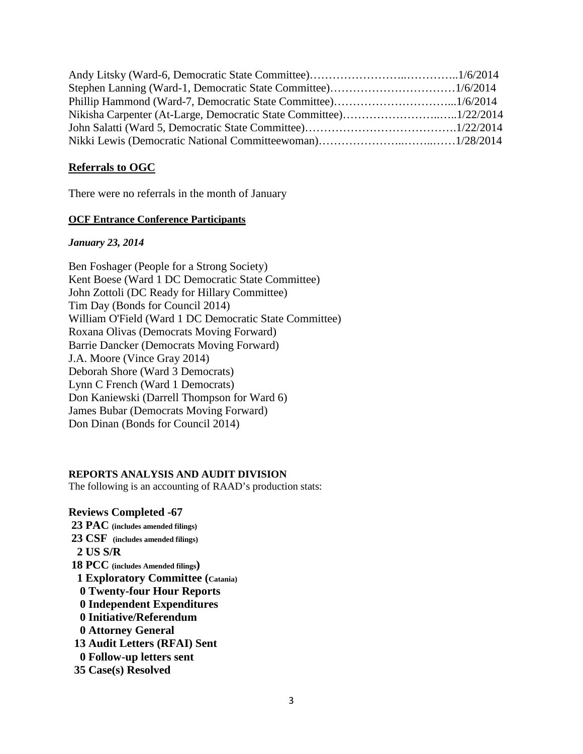Andy Litsky (Ward-6, Democratic State Committee)……………………..…………..1/6/2014
Stephen Lanning (Ward-1, Democratic State Committee)……………………………1/6/2014
Phillip Hammond (Ward-7, Democratic State Committee)…………………………...1/6/2014
Nikisha Carpenter (At-Large, Democratic State Committee)……………………..…..1/22/2014
John Salatti (Ward 5, Democratic State Committee)…………………………………1/22/2014
Nikki Lewis (Democratic National Committeewoman)………………..……..……1/28/2014

## Referrals to OGC

There were no referrals in the month of January

### OCF Entrance Conference Participants

***January 23, 2014***

Ben Foshager (People for a Strong Society)
Kent Boese (Ward 1 DC Democratic State Committee)
John Zottoli (DC Ready for Hillary Committee)
Tim Day (Bonds for Council 2014)
William O'Field (Ward 1 DC Democratic State Committee)
Roxana Olivas (Democrats Moving Forward)
Barrie Dancker (Democrats Moving Forward)
J.A. Moore (Vince Gray 2014)
Deborah Shore (Ward 3 Democrats)
Lynn C French (Ward 1 Democrats)
Don Kaniewski (Darrell Thompson for Ward 6)
James Bubar (Democrats Moving Forward)
Don Dinan (Bonds for Council 2014)

### REPORTS ANALYSIS AND AUDIT DIVISION

The following is an accounting of RAAD's production stats:

**Reviews Completed -67**

**23 PAC** **(includes amended filings)**
**23 CSF** **(includes amended filings)**
**2 US S/R**
**18 PCC** **(includes Amended filings)**
**1 Exploratory Committee (Catania)**
**0 Twenty-four Hour Reports**
**0 Independent Expenditures**
**0 Initiative/Referendum**
**0 Attorney General**
**13 Audit Letters (RFAI) Sent**
**0 Follow-up letters sent**
**35 Case(s) Resolved**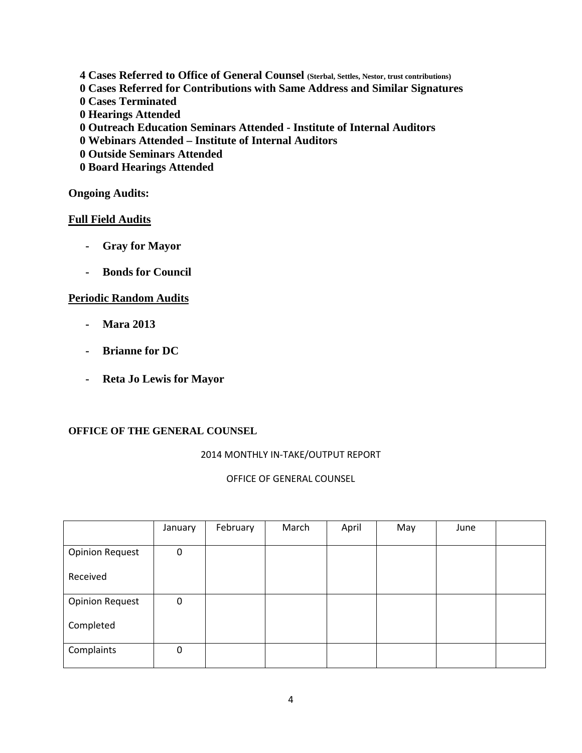**4 Cases Referred to Office of General Counsel** (Sterbal, Settles, Nestor, trust contributions)
**0 Cases Referred for Contributions with Same Address and Similar Signatures**
**0 Cases Terminated**
**0 Hearings Attended**
**0 Outreach Education Seminars Attended - Institute of Internal Auditors**
**0 Webinars Attended – Institute of Internal Auditors**
**0 Outside Seminars Attended**
**0 Board Hearings Attended**

**Ongoing Audits:**

**Full Field Audits**

- **Gray for Mayor**
- **Bonds for Council**

**Periodic Random Audits**

- **Mara 2013**
- **Brianne for DC**
- **Reta Jo Lewis for Mayor**

**OFFICE OF THE GENERAL COUNSEL**

2014 MONTHLY IN-TAKE/OUTPUT REPORT

OFFICE OF GENERAL COUNSEL

| | January | February | March | April | May | June | |
|---|---|---|---|---|---|---|---|
| Opinion Request Received | 0 | | | | | | |
| Opinion Request Completed | 0 | | | | | | |
| Complaints | 0 | | | | | | |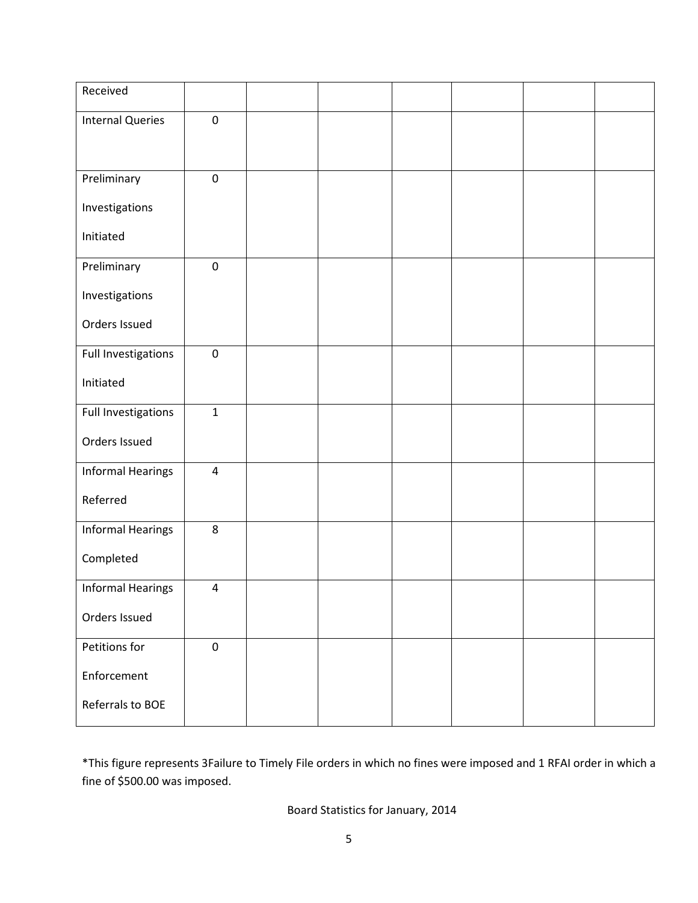| Received | | | | | | | |
|---|---|---|---|---|---|---|---|
| Internal Queries | 0 | | | | | | |
| Preliminary Investigations Initiated | 0 | | | | | | |
| Preliminary Investigations Orders Issued | 0 | | | | | | |
| Full Investigations Initiated | 0 | | | | | | |
| Full Investigations Orders Issued | 1 | | | | | | |
| Informal Hearings Referred | 4 | | | | | | |
| Informal Hearings Completed | 8 | | | | | | |
| Informal Hearings Orders Issued | 4 | | | | | | |
| Petitions for Enforcement Referrals to BOE | 0 | | | | | | |

*This figure represents 3Failure to Timely File orders in which no fines were imposed and 1 RFAI order in which a fine of $500.00 was imposed.

Board Statistics for January, 2014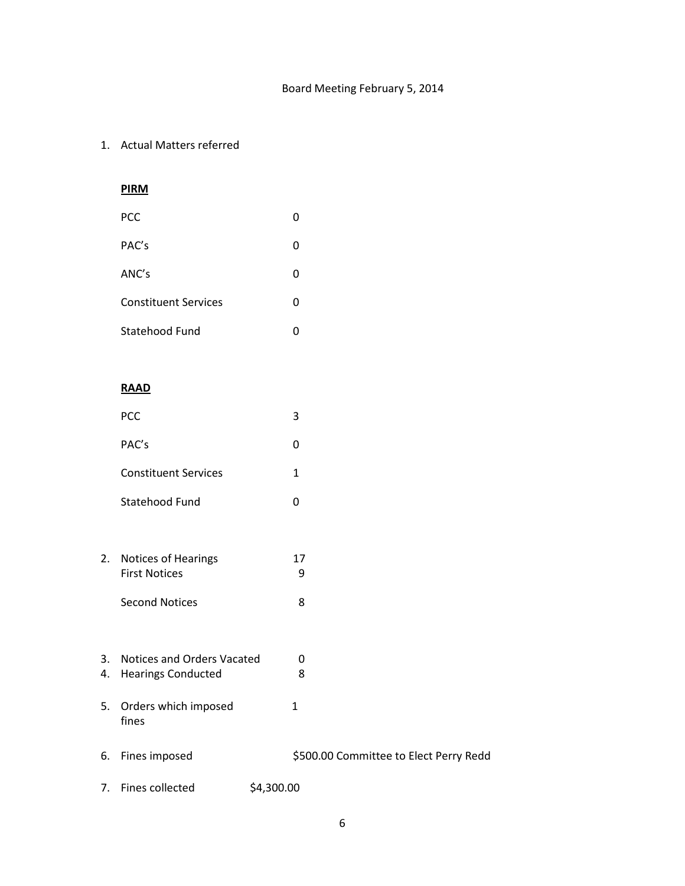Board Meeting February 5, 2014

1. Actual Matters referred

**PIRM**

| | |
|---|---|
| PCC | 0 |
| PAC's | 0 |
| ANC's | 0 |
| Constituent Services | 0 |
| Statehood Fund | 0 |

**RAAD**

| | |
|---|---|
| PCC | 3 |
| PAC's | 0 |
| Constituent Services | 1 |
| Statehood Fund | 0 |

2. Notices of Hearings 17
   First Notices 9

   Second Notices 8

3. Notices and Orders Vacated 0
4. Hearings Conducted 8
5. Orders which imposed fines 1
6. Fines imposed $500.00 Committee to Elect Perry Redd
7. Fines collected $4,300.00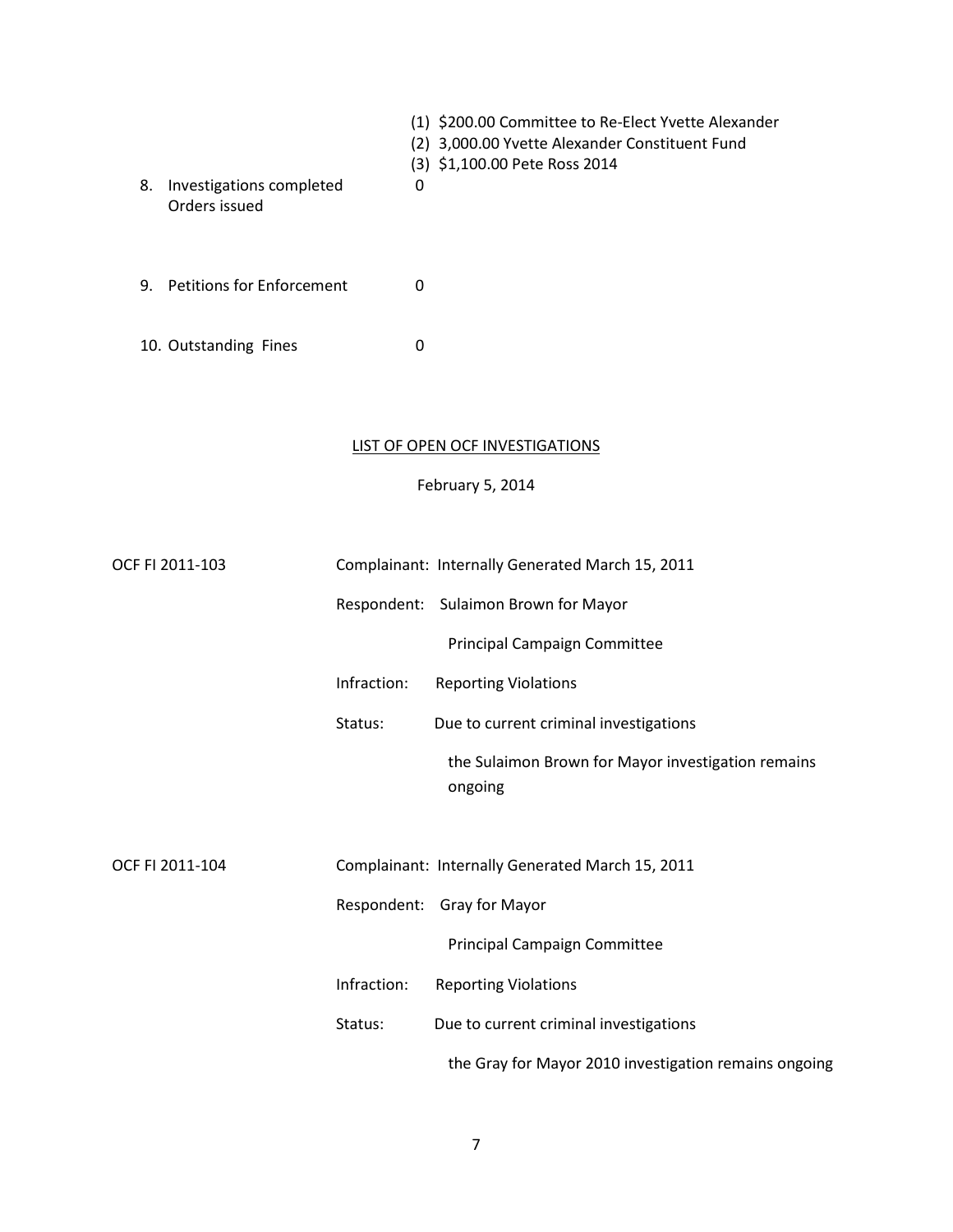(1) $200.00 Committee to Re-Elect Yvette Alexander
(2) 3,000.00 Yvette Alexander Constituent Fund
(3) $1,100.00 Pete Ross 2014

8. Investigations completed Orders issued 0

9. Petitions for Enforcement 0

10. Outstanding Fines 0

## LIST OF OPEN OCF INVESTIGATIONS

February 5, 2014

OCF FI 2011-103

Complainant: Internally Generated March 15, 2011

Respondent: Sulaimon Brown for Mayor
Principal Campaign Committee

Infraction: Reporting Violations

Status: Due to current criminal investigations
the Sulaimon Brown for Mayor investigation remains ongoing

OCF FI 2011-104

Complainant: Internally Generated March 15, 2011

Respondent: Gray for Mayor
Principal Campaign Committee

Infraction: Reporting Violations

Status: Due to current criminal investigations
the Gray for Mayor 2010 investigation remains ongoing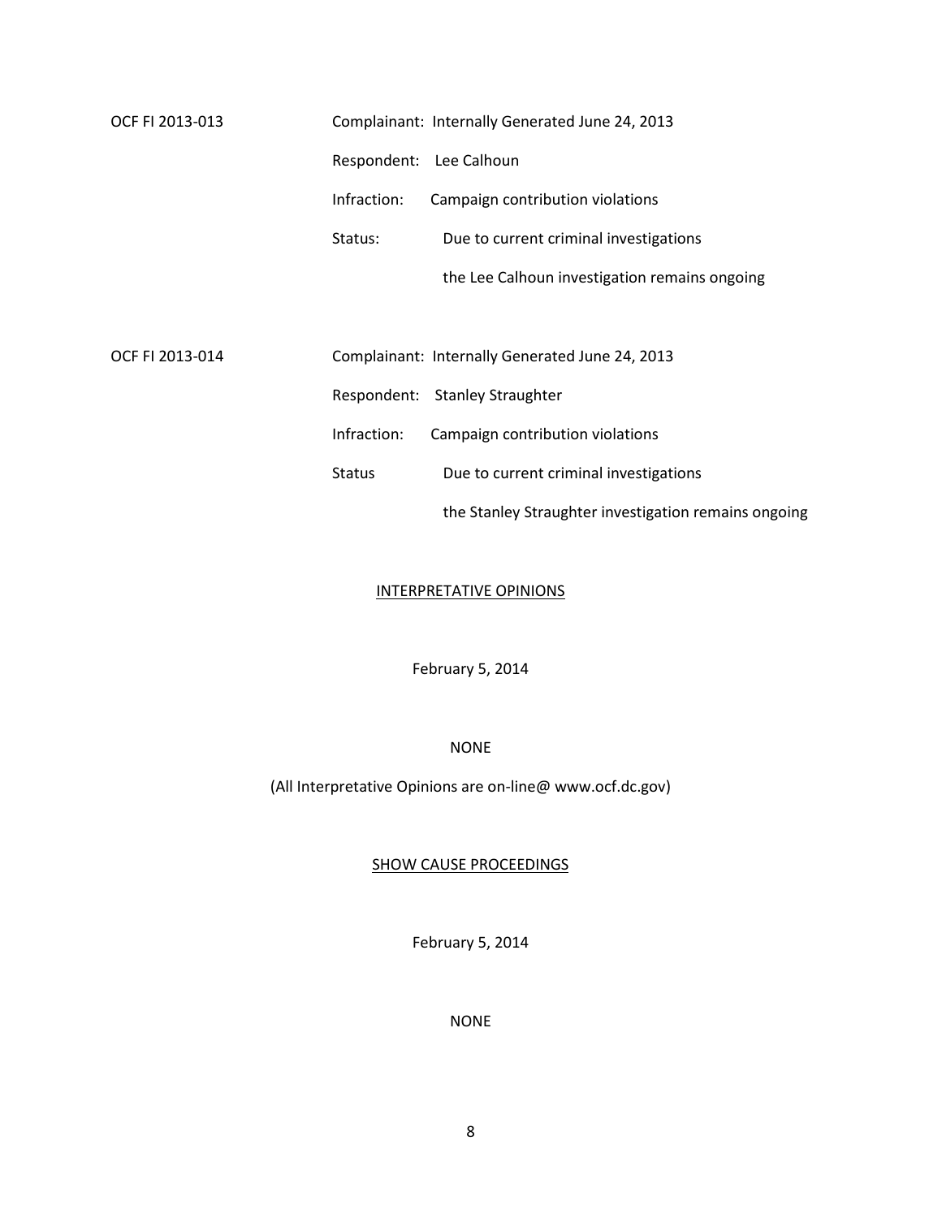OCF FI 2013-013

Complainant: Internally Generated June 24, 2013

Respondent: Lee Calhoun

Infraction: Campaign contribution violations

Status: Due to current criminal investigations the Lee Calhoun investigation remains ongoing

OCF FI 2013-014

Complainant: Internally Generated June 24, 2013

Respondent: Stanley Straughter

Infraction: Campaign contribution violations

Status Due to current criminal investigations the Stanley Straughter investigation remains ongoing

## INTERPRETATIVE OPINIONS

February 5, 2014

NONE

(All Interpretative Opinions are on-line@ www.ocf.dc.gov)

## SHOW CAUSE PROCEEDINGS

February 5, 2014

NONE